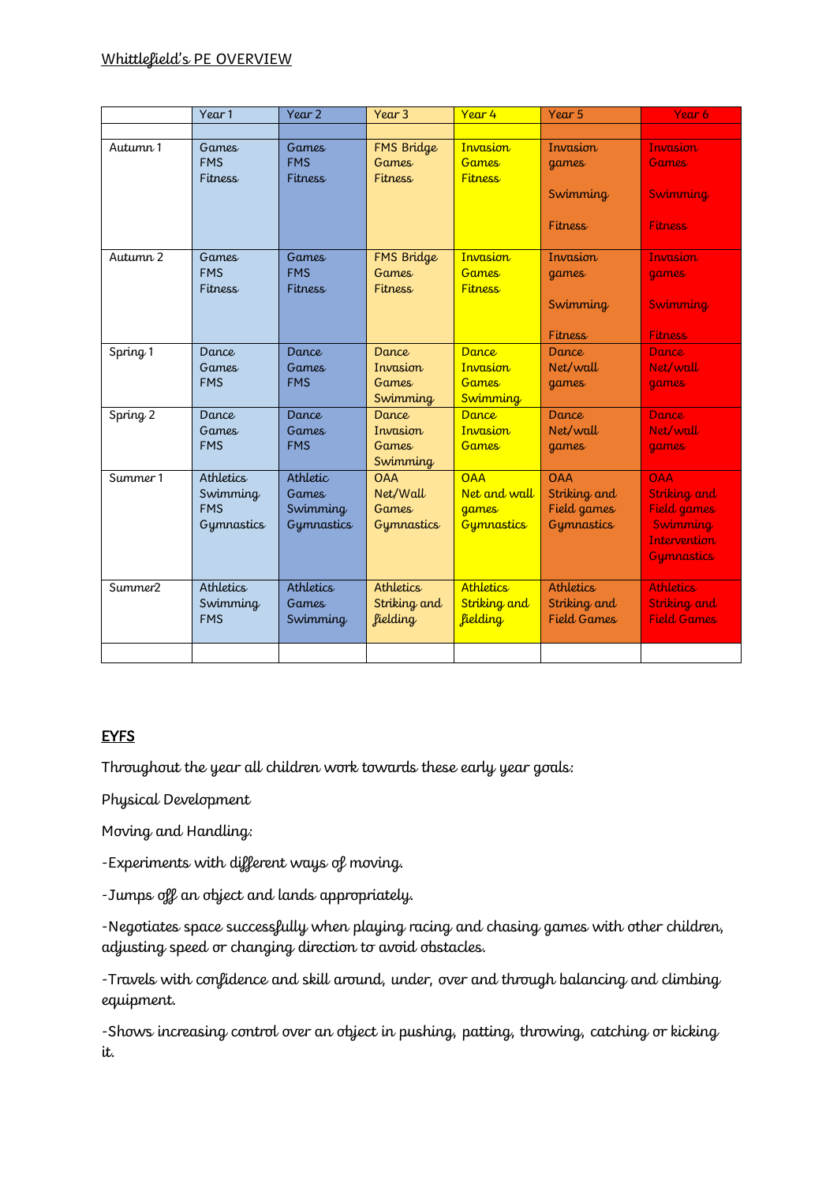Whittlefield's PE OVERVIEW

| | Year 1 | Year 2 | Year 3 | Year 4 | Year 5 | Year 6 |
|---|---|---|---|---|---|---|
| | | | | | | |
| Autumn 1 | Games<br>FMS<br>Fitness | Games<br>FMS<br>Fitness | FMS Bridge<br>Games<br>Fitness | Invasion<br>Games<br>Fitness | Invasion games<br><br>Swimming<br><br>Fitness | Invasion Games<br><br>Swimming<br><br>Fitness |
| Autumn 2 | Games<br>FMS<br>Fitness | Games<br>FMS<br>Fitness | FMS Bridge<br>Games<br>Fitness | Invasion<br>Games<br>Fitness | Invasion games<br><br>Swimming<br><br>Fitness | Invasion games<br><br>Swimming<br><br>Fitness |
| Spring 1 | Dance<br>Games<br>FMS | Dance<br>Games<br>FMS | Dance<br>Invasion<br>Games<br>Swimming | Dance<br>Invasion<br>Games<br>Swimming | Dance<br>Net/wall<br>games | Dance<br>Net/wall<br>games |
| Spring 2 | Dance<br>Games<br>FMS | Dance<br>Games<br>FMS | Dance<br>Invasion<br>Games<br>Swimming | Dance<br>Invasion<br>Games | Dance<br>Net/wall<br>games | Dance<br>Net/wall<br>games |
| Summer 1 | Athletics<br>Swimming<br>FMS<br>Gymnastics | Athletic<br>Games<br>Swimming<br>Gymnastics | OAA<br>Net/Wall<br>Games<br>Gymnastics | OAA<br>Net and wall games<br>Gymnastics | OAA<br>Striking and Field games<br>Gymnastics | OAA<br>Striking and Field games<br>Swimming Intervention<br>Gymnastics |
| Summer2 | Athletics<br>Swimming<br>FMS | Athletics<br>Games<br>Swimming | Athletics<br>Striking and fielding | Athletics<br>Striking and fielding | Athletics<br>Striking and Field Games | Athletics<br>Striking and Field Games |
| | | | | | | |

## EYFS

Throughout the year all children work towards these early year goals:

Physical Development

Moving and Handling:

-Experiments with different ways of moving.

-Jumps off an object and lands appropriately.

-Negotiates space successfully when playing racing and chasing games with other children, adjusting speed or changing direction to avoid obstacles.

-Travels with confidence and skill around, under, over and through balancing and climbing equipment.

-Shows increasing control over an object in pushing, patting, throwing, catching or kicking it.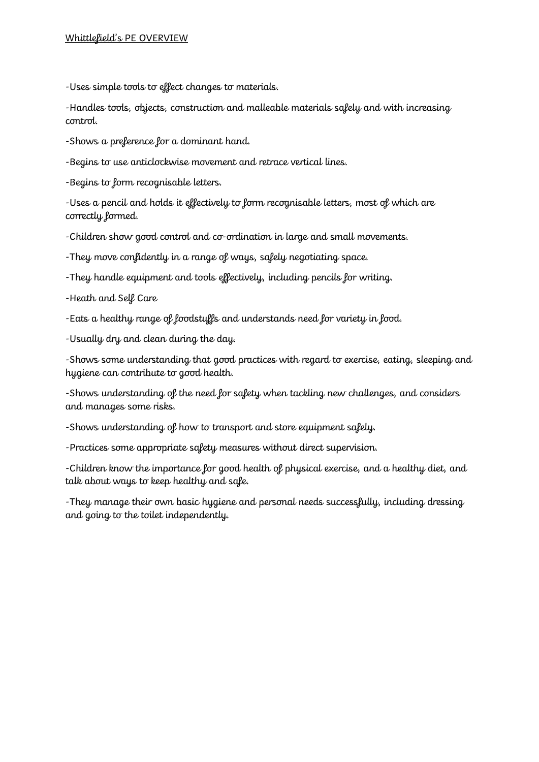-Uses simple tools to effect changes to materials.

-Handles tools, objects, construction and malleable materials safely and with increasing control.

-Shows a preference for a dominant hand.

-Begins to use anticlockwise movement and retrace vertical lines.

-Begins to form recognisable letters.

-Uses a pencil and holds it effectively to form recognisable letters, most of which are correctly formed.

-Children show good control and co-ordination in large and small movements.

-They move confidently in a range of ways, safely negotiating space.

-They handle equipment and tools effectively, including pencils for writing.

-Heath and Self Care

-Eats a healthy range of foodstuffs and understands need for variety in food.

-Usually dry and clean during the day.

-Shows some understanding that good practices with regard to exercise, eating, sleeping and hygiene can contribute to good health.

-Shows understanding of the need for safety when tackling new challenges, and considers and manages some risks.

-Shows understanding of how to transport and store equipment safely.

-Practices some appropriate safety measures without direct supervision.

-Children know the importance for good health of physical exercise, and a healthy diet, and talk about ways to keep healthy and safe.

-They manage their own basic hygiene and personal needs successfully, including dressing and going to the toilet independently.